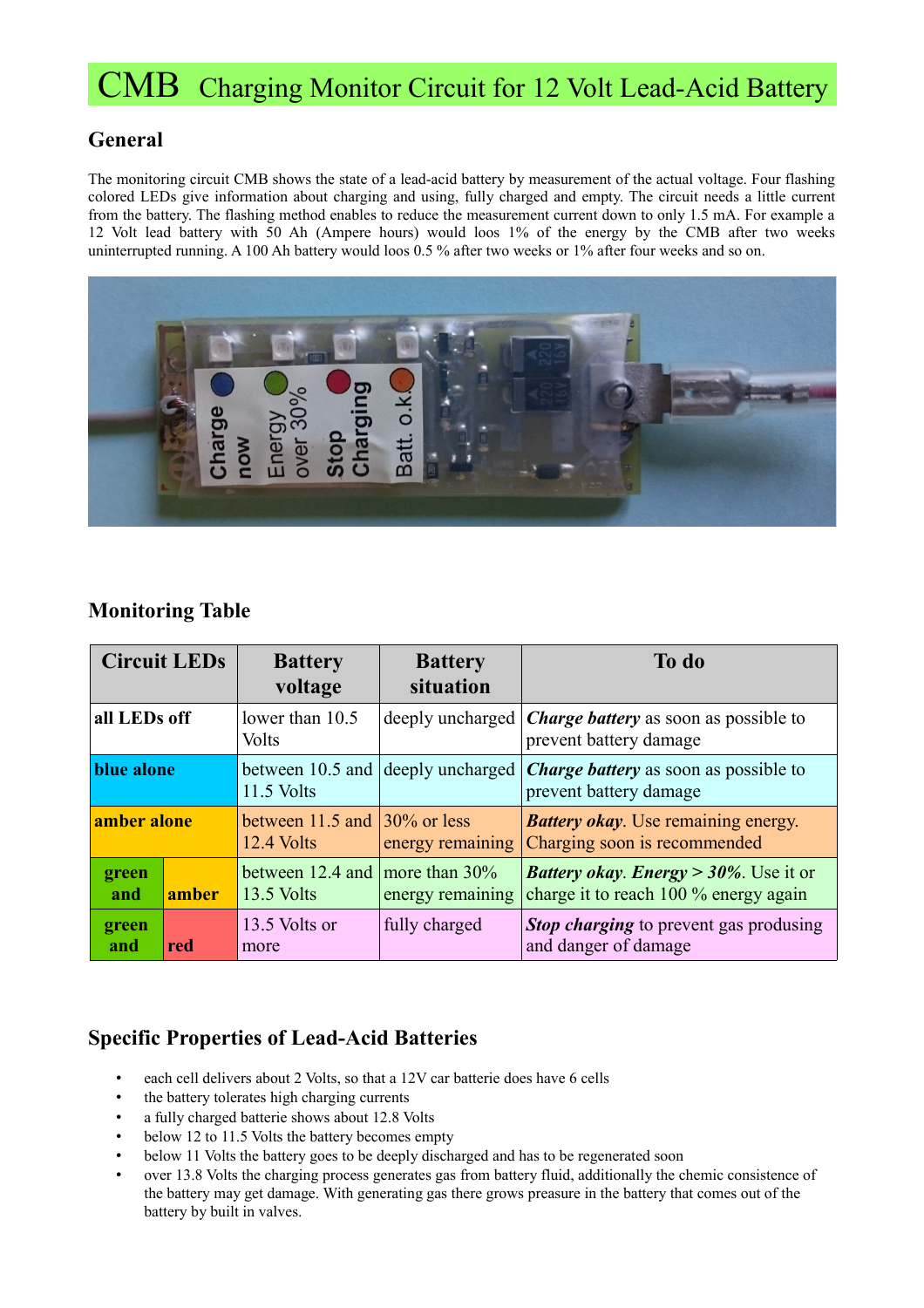# CMB Charging Monitor Circuit for 12 Volt Lead-Acid Battery

## General

The monitoring circuit CMB shows the state of a lead-acid battery by measurement of the actual voltage. Four flashing colored LEDs give information about charging and using, fully charged and empty. The circuit needs a little current from the battery. The flashing method enables to reduce the measurement current down to only 1.5 mA. For example a 12 Volt lead battery with 50 Ah (Ampere hours) would loos 1% of the energy by the CMB after two weeks uninterrupted running. A 100 Ah battery would loos 0.5 % after two weeks or 1% after four weeks and so on.

## Monitoring Table

| Circuit LEDs | | Battery voltage | Battery situation | To do |
|---|---|---|---|---|
| **all LEDs off** | | lower than 10.5 Volts | deeply uncharged | ***Charge battery*** as soon as possible to prevent battery damage |
| **blue alone** | | between 10.5 and 11.5 Volts | deeply uncharged | ***Charge battery*** as soon as possible to prevent battery damage |
| **amber alone** | | between 11.5 and 12.4 Volts | 30% or less energy remaining | ***Battery okay***. Use remaining energy. Charging soon is recommended |
| **green and** | **amber** | between 12.4 and 13.5 Volts | more than 30% energy remaining | ***Battery okay***. ***Energy > 30%***. Use it or charge it to reach 100 % energy again |
| **green and** | **red** | 13.5 Volts or more | fully charged | ***Stop charging*** to prevent gas produsing and danger of damage |

## Specific Properties of Lead-Acid Batteries

- each cell delivers about 2 Volts, so that a 12V car batterie does have 6 cells
- the battery tolerates high charging currents
- a fully charged batterie shows about 12.8 Volts
- below 12 to 11.5 Volts the battery becomes empty
- below 11 Volts the battery goes to be deeply discharged and has to be regenerated soon
- over 13.8 Volts the charging process generates gas from battery fluid, additionally the chemic consistence of the battery may get damage. With generating gas there grows preasure in the battery that comes out of the battery by built in valves.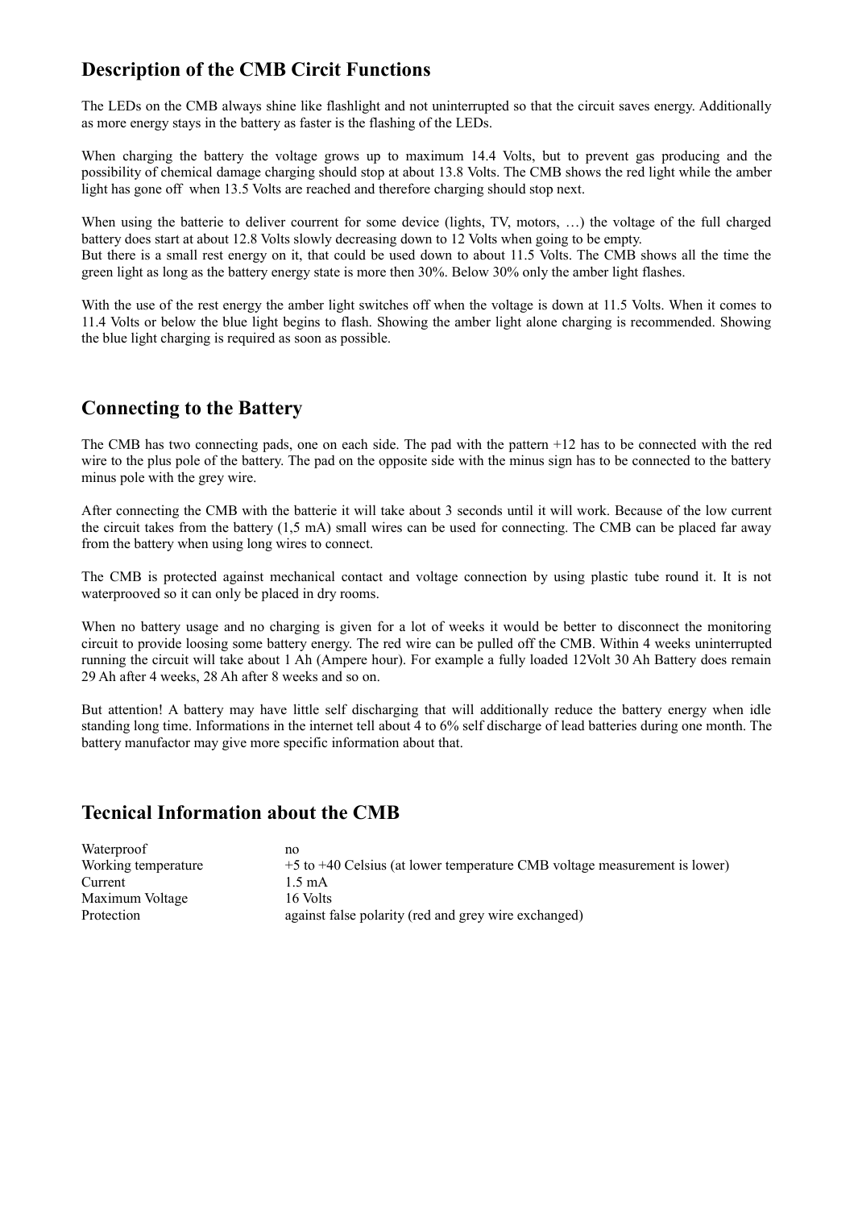## Description of the CMB Circit Functions

The LEDs on the CMB always shine like flashlight and not uninterrupted so that the circuit saves energy. Additionally as more energy stays in the battery as faster is the flashing of the LEDs.

When charging the battery the voltage grows up to maximum 14.4 Volts, but to prevent gas producing and the possibility of chemical damage charging should stop at about 13.8 Volts. The CMB shows the red light while the amber light has gone off when 13.5 Volts are reached and therefore charging should stop next.

When using the batterie to deliver courrent for some device (lights, TV, motors, …) the voltage of the full charged battery does start at about 12.8 Volts slowly decreasing down to 12 Volts when going to be empty.
But there is a small rest energy on it, that could be used down to about 11.5 Volts. The CMB shows all the time the green light as long as the battery energy state is more then 30%. Below 30% only the amber light flashes.

With the use of the rest energy the amber light switches off when the voltage is down at 11.5 Volts. When it comes to 11.4 Volts or below the blue light begins to flash. Showing the amber light alone charging is recommended. Showing the blue light charging is required as soon as possible.

## Connecting to the Battery

The CMB has two connecting pads, one on each side. The pad with the pattern +12 has to be connected with the red wire to the plus pole of the battery. The pad on the opposite side with the minus sign has to be connected to the battery minus pole with the grey wire.

After connecting the CMB with the batterie it will take about 3 seconds until it will work. Because of the low current the circuit takes from the battery (1,5 mA) small wires can be used for connecting. The CMB can be placed far away from the battery when using long wires to connect.

The CMB is protected against mechanical contact and voltage connection by using plastic tube round it. It is not waterprooved so it can only be placed in dry rooms.

When no battery usage and no charging is given for a lot of weeks it would be better to disconnect the monitoring circuit to provide loosing some battery energy. The red wire can be pulled off the CMB. Within 4 weeks uninterrupted running the circuit will take about 1 Ah (Ampere hour). For example a fully loaded 12Volt 30 Ah Battery does remain 29 Ah after 4 weeks, 28 Ah after 8 weeks and so on.

But attention! A battery may have little self discharging that will additionally reduce the battery energy when idle standing long time. Informations in the internet tell about 4 to 6% self discharge of lead batteries during one month. The battery manufactor may give more specific information about that.

## Tecnical Information about the CMB

| | |
|---|---|
| Waterproof | no |
| Working temperature | +5 to +40 Celsius (at lower temperature CMB voltage measurement is lower) |
| Current | 1.5 mA |
| Maximum Voltage | 16 Volts |
| Protection | against false polarity (red and grey wire exchanged) |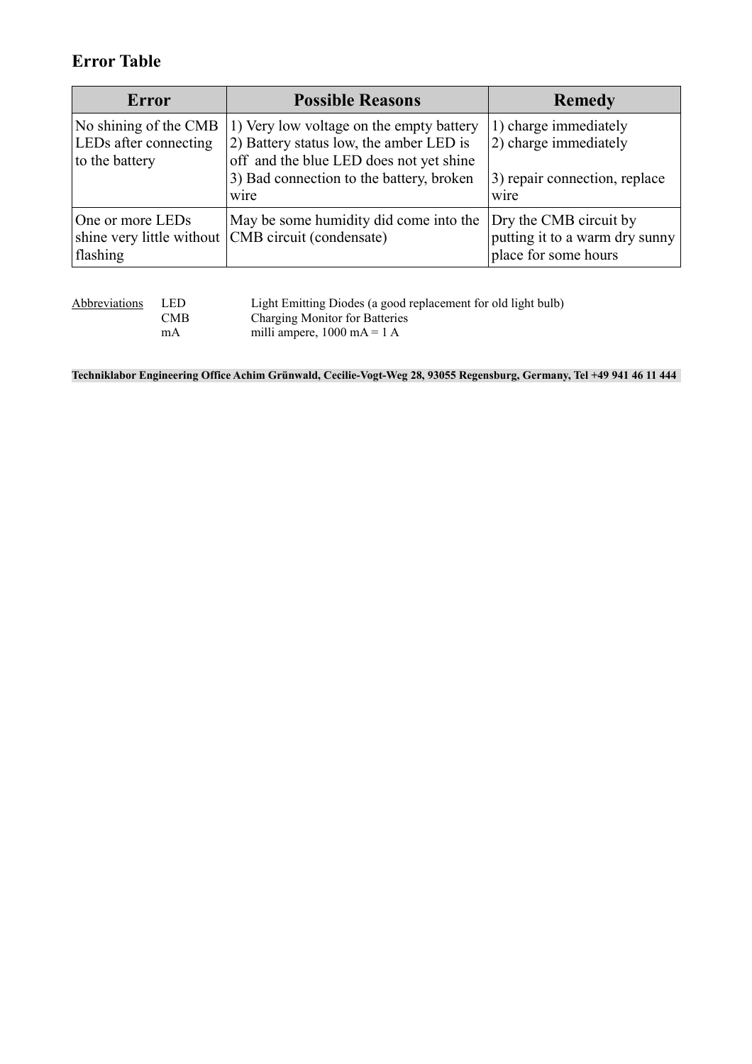## Error Table

| Error | Possible Reasons | Remedy |
|---|---|---|
| No shining of the CMB LEDs after connecting to the battery | 1) Very low voltage on the empty battery<br>2) Battery status low, the amber LED is off and the blue LED does not yet shine<br>3) Bad connection to the battery, broken wire | 1) charge immediately<br>2) charge immediately<br><br>3) repair connection, replace wire |
| One or more LEDs shine very little without flashing | May be some humidity did come into the CMB circuit (condensate) | Dry the CMB circuit by putting it to a warm dry sunny place for some hours |

| Abbreviations | | |
|---|---|---|
| | LED | Light Emitting Diodes (a good replacement for old light bulb) |
| | CMB | Charging Monitor for Batteries |
| | mA | milli ampere, 1000 mA = 1 A |

**Techniklabor Engineering Office Achim Grünwald, Cecilie-Vogt-Weg 28, 93055 Regensburg, Germany, Tel +49 941 46 11 444**